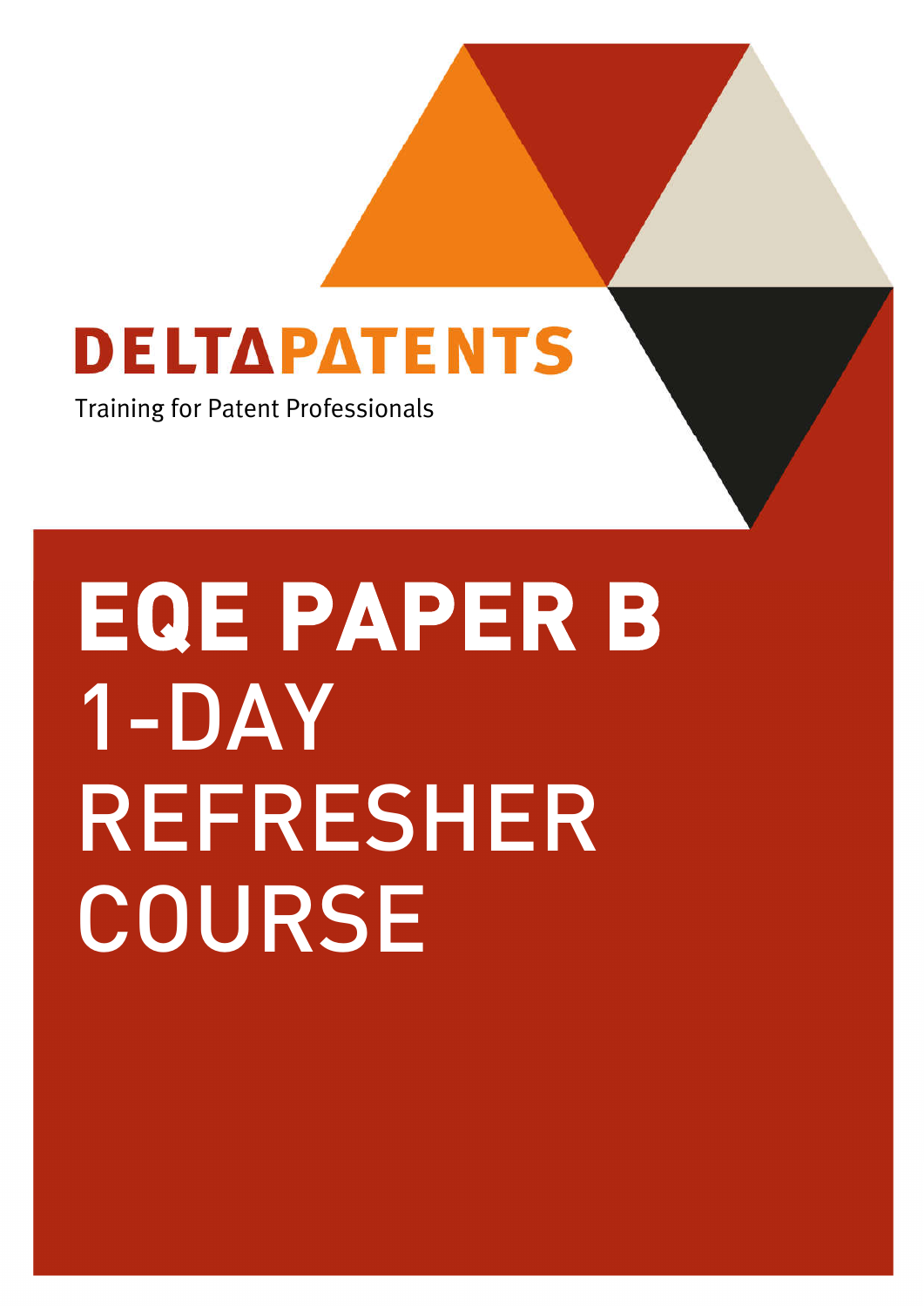DELTAPATENTS

Training for Patent Professionals

# EQE PAPER B 1-DAY REFRESHER COURSE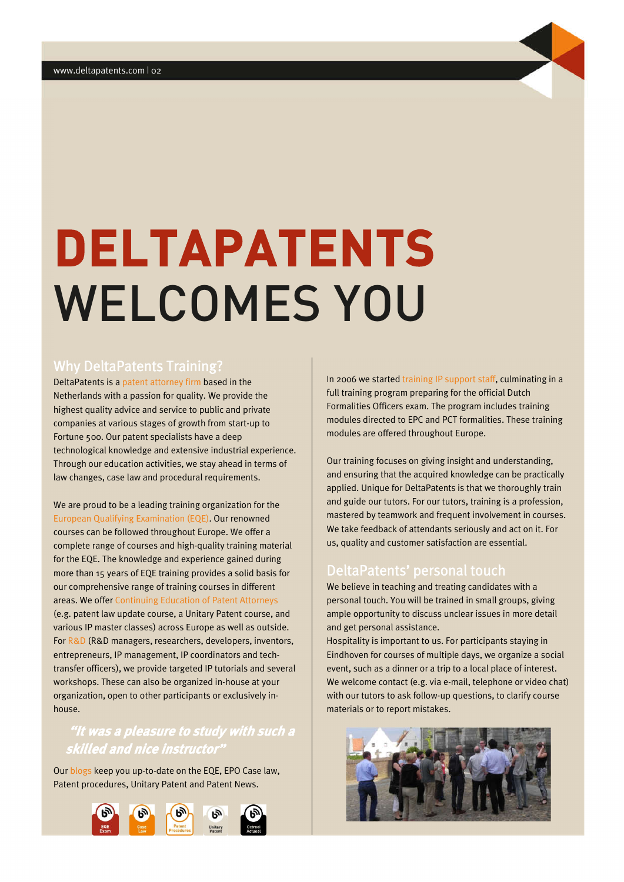# DELTAPATENTS WELCOMES YOU

## Why DeltaPatents Training?

DeltaPatents is a patent attorney firm based in the Netherlands with a passion for quality. We provide the highest quality advice and service to public and private companies at various stages of growth from start-up to Fortune 500. Our patent specialists have a deep technological knowledge and extensive industrial experience. Through our education activities, we stay ahead in terms of law changes, case law and procedural requirements.

We are proud to be a leading training organization for the European Qualifying Examination (EQE). Our renowned courses can be followed throughout Europe. We offer a complete range of courses and high-quality training material for the EQE. The knowledge and experience gained during more than 15 years of EQE training provides a solid basis for our comprehensive range of training courses in different areas. We offer Continuing Education of Patent Attorneys (e.g. patent law update course, a Unitary Patent course, and various IP master classes) across Europe as well as outside. For R&D (R&D managers, researchers, developers, inventors, entrepreneurs, IP management, IP coordinators and tech-transfer officers), we provide targeted IP tutorials and several workshops. These can also be organized in-house at your organization, open to other participants or exclusively in-house.

*"It was a pleasure to study with such a skilled and nice instructor"*

Our blogs keep you up-to-date on the EQE, EPO Case law, Patent procedures, Unitary Patent and Patent News.

EQE Exam | Case Law | Patent Procedures | Unitary Patent | Octrooi Actueel

In 2006 we started training IP support staff, culminating in a full training program preparing for the official Dutch Formalities Officers exam. The program includes training modules directed to EPC and PCT formalities. These training modules are offered throughout Europe.

Our training focuses on giving insight and understanding, and ensuring that the acquired knowledge can be practically applied. Unique for DeltaPatents is that we thoroughly train and guide our tutors. For our tutors, training is a profession, mastered by teamwork and frequent involvement in courses. We take feedback of attendants seriously and act on it. For us, quality and customer satisfaction are essential.

## DeltaPatents' personal touch

We believe in teaching and treating candidates with a personal touch. You will be trained in small groups, giving ample opportunity to discuss unclear issues in more detail and get personal assistance.

Hospitality is important to us. For participants staying in Eindhoven for courses of multiple days, we organize a social event, such as a dinner or a trip to a local place of interest. We welcome contact (e.g. via e-mail, telephone or video chat) with our tutors to ask follow-up questions, to clarify course materials or to report mistakes.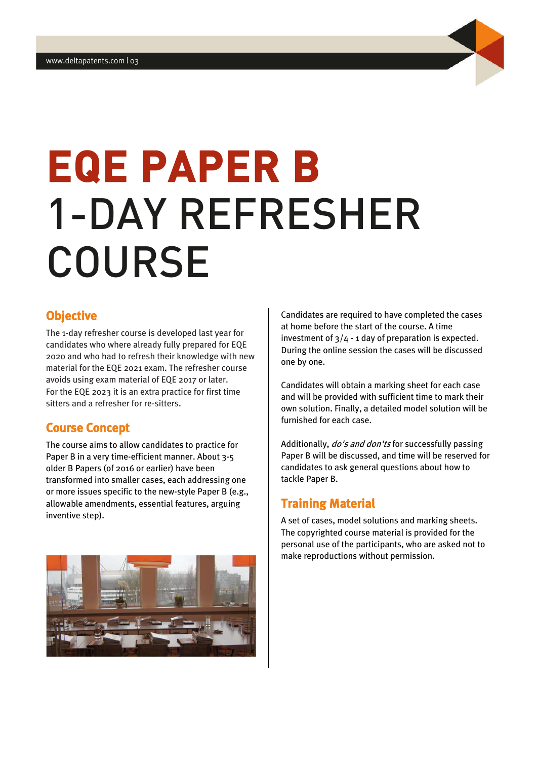# EQE PAPER B
# 1-DAY REFRESHER COURSE

## Objective

The 1-day refresher course is developed last year for candidates who where already fully prepared for EQE 2020 and who had to refresh their knowledge with new material for the EQE 2021 exam. The refresher course avoids using exam material of EQE 2017 or later.
For the EQE 2023 it is an extra practice for first time sitters and a refresher for re-sitters.

## Course Concept

The course aims to allow candidates to practice for Paper B in a very time-efficient manner. About 3-5 older B Papers (of 2016 or earlier) have been transformed into smaller cases, each addressing one or more issues specific to the new-style Paper B (e.g., allowable amendments, essential features, arguing inventive step).

Candidates are required to have completed the cases at home before the start of the course. A time investment of 3/4 - 1 day of preparation is expected. During the online session the cases will be discussed one by one.

Candidates will obtain a marking sheet for each case and will be provided with sufficient time to mark their own solution. Finally, a detailed model solution will be furnished for each case.

Additionally, *do's and don'ts* for successfully passing Paper B will be discussed, and time will be reserved for candidates to ask general questions about how to tackle Paper B.

## Training Material

A set of cases, model solutions and marking sheets. The copyrighted course material is provided for the personal use of the participants, who are asked not to make reproductions without permission.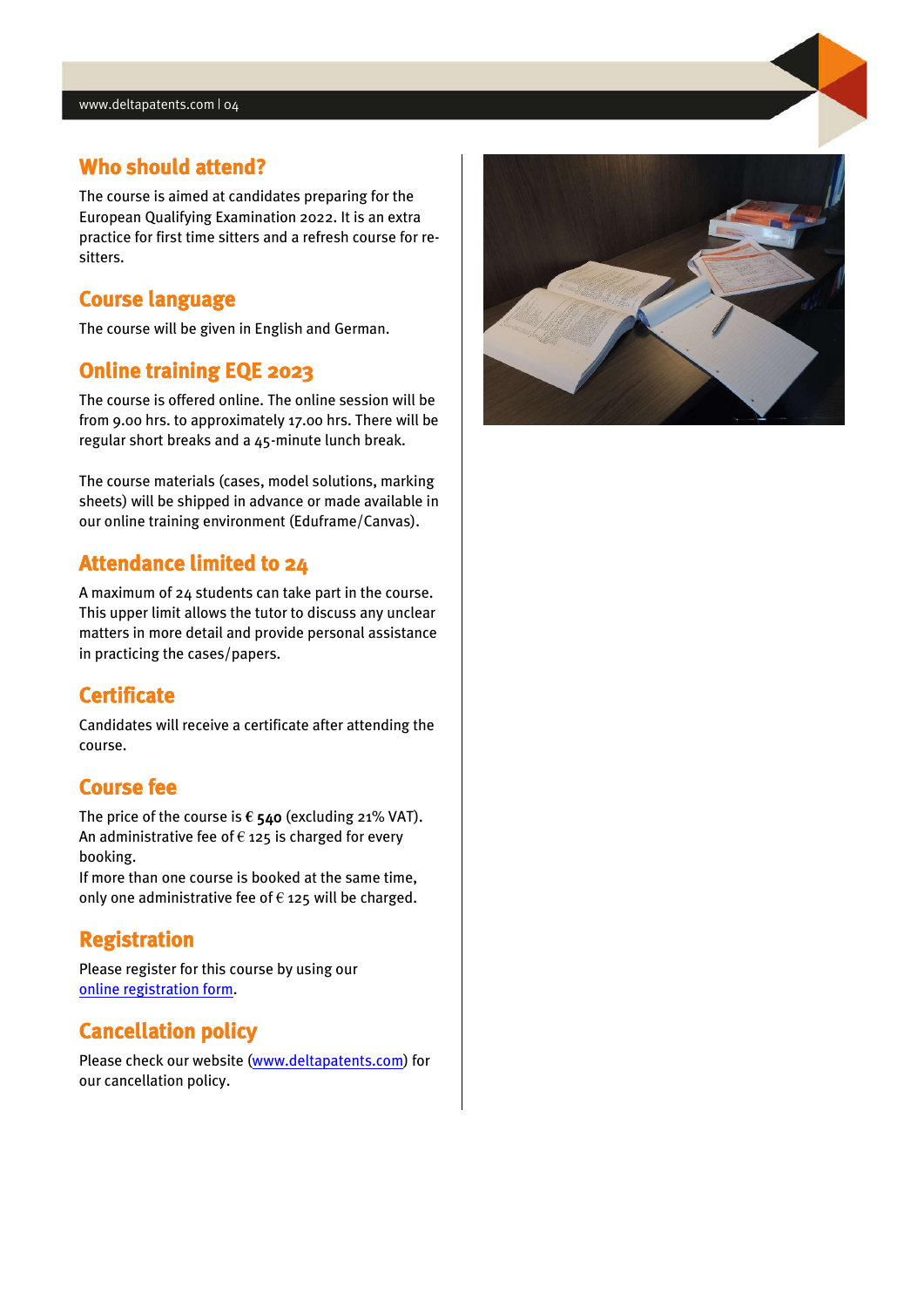## Who should attend?

The course is aimed at candidates preparing for the European Qualifying Examination 2022. It is an extra practice for first time sitters and a refresh course for re-sitters.

## Course language

The course will be given in English and German.

## Online training EQE 2023

The course is offered online. The online session will be from 9.00 hrs. to approximately 17.00 hrs. There will be regular short breaks and a 45-minute lunch break.

The course materials (cases, model solutions, marking sheets) will be shipped in advance or made available in our online training environment (Eduframe/Canvas).

## Attendance limited to 24

A maximum of 24 students can take part in the course. This upper limit allows the tutor to discuss any unclear matters in more detail and provide personal assistance in practicing the cases/papers.

## Certificate

Candidates will receive a certificate after attending the course.

## Course fee

The price of the course is **€ 540** (excluding 21% VAT). An administrative fee of € 125 is charged for every booking.
If more than one course is booked at the same time, only one administrative fee of € 125 will be charged.

## Registration

Please register for this course by using our online registration form.

## Cancellation policy

Please check our website (www.deltapatents.com) for our cancellation policy.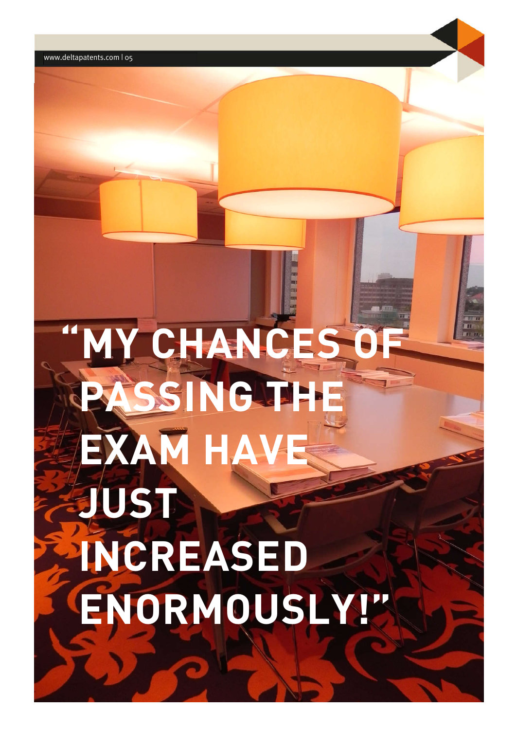# "MY CHANCES OF PASSING THE EXAM HAVE JUST INCREASED ENORMOUSLY!"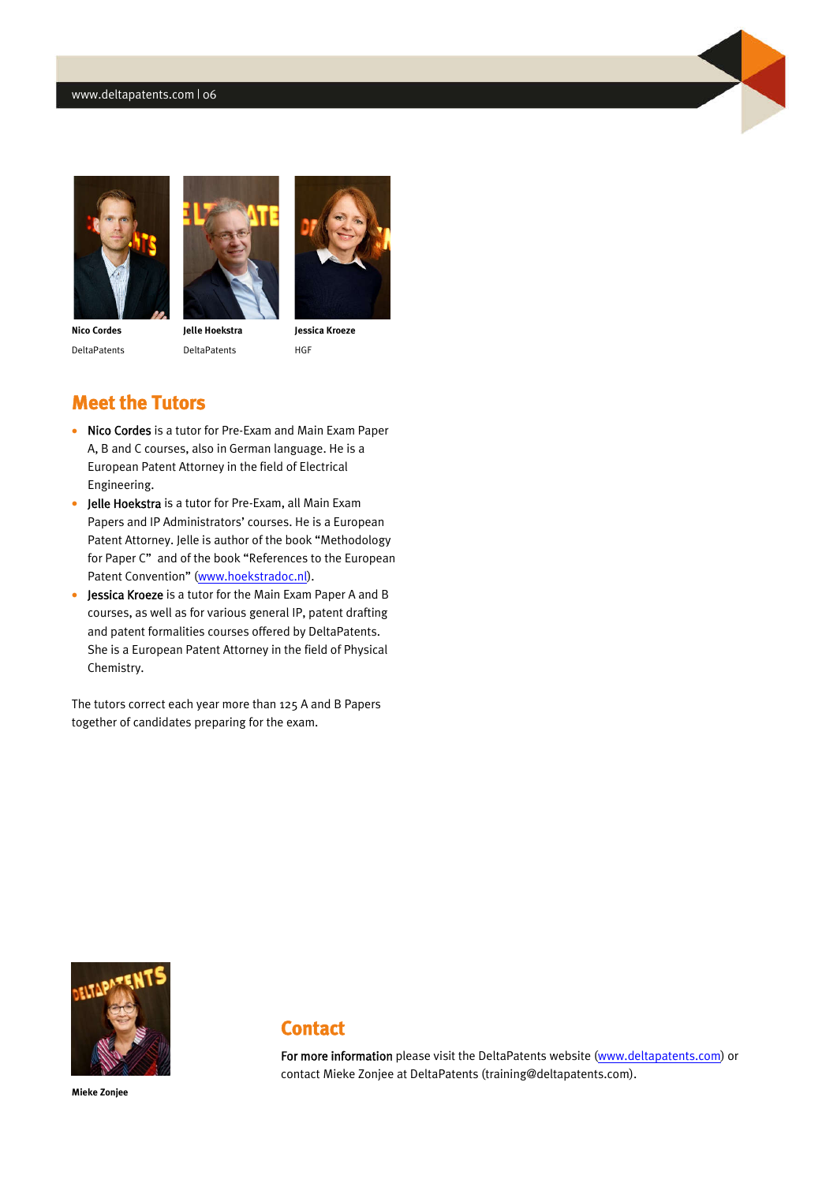**Nico Cordes**
DeltaPatents

**Jelle Hoekstra**
DeltaPatents

**Jessica Kroeze**
HGF

## Meet the Tutors

- **Nico Cordes** is a tutor for Pre-Exam and Main Exam Paper A, B and C courses, also in German language. He is a European Patent Attorney in the field of Electrical Engineering.
- **Jelle Hoekstra** is a tutor for Pre-Exam, all Main Exam Papers and IP Administrators' courses. He is a European Patent Attorney. Jelle is author of the book "Methodology for Paper C" and of the book "References to the European Patent Convention" (www.hoekstradoc.nl).
- **Jessica Kroeze** is a tutor for the Main Exam Paper A and B courses, as well as for various general IP, patent drafting and patent formalities courses offered by DeltaPatents. She is a European Patent Attorney in the field of Physical Chemistry.

The tutors correct each year more than 125 A and B Papers together of candidates preparing for the exam.

**Mieke Zonjee**

## Contact

**For more information** please visit the DeltaPatents website (www.deltapatents.com) or contact Mieke Zonjee at DeltaPatents (training@deltapatents.com).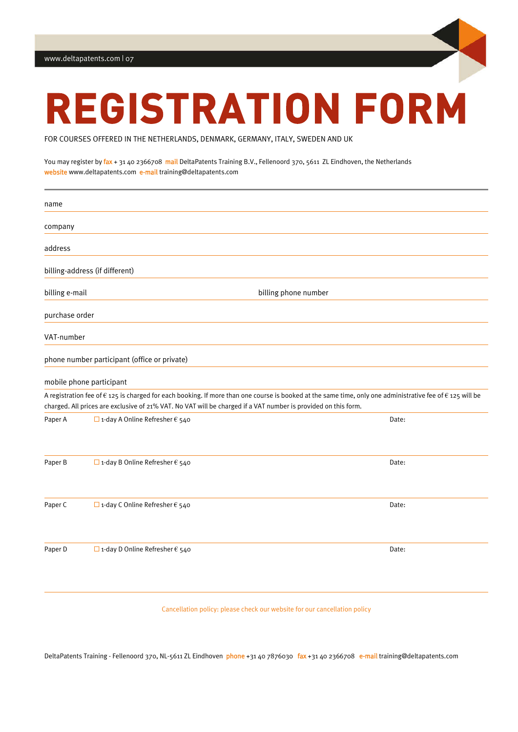# REGISTRATION FORM

FOR COURSES OFFERED IN THE NETHERLANDS, DENMARK, GERMANY, ITALY, SWEDEN AND UK

You may register by fax + 31 40 2366708 mail DeltaPatents Training B.V., Fellenoord 370, 5611 ZL Eindhoven, the Netherlands
website www.deltapatents.com e-mail training@deltapatents.com

---

name

company

address

billing-address (if different)

billing e-mail | billing phone number

purchase order

VAT-number

phone number participant (office or private)

mobile phone participant

A registration fee of € 125 is charged for each booking. If more than one course is booked at the same time, only one administrative fee of € 125 will be charged. All prices are exclusive of 21% VAT. No VAT will be charged if a VAT number is provided on this form.

| | | |
|---|---|---|
| Paper A | ☐ 1-day A Online Refresher € 540 | Date: |
| Paper B | ☐ 1-day B Online Refresher € 540 | Date: |
| Paper C | ☐ 1-day C Online Refresher € 540 | Date: |
| Paper D | ☐ 1-day D Online Refresher € 540 | Date: |

Cancellation policy: please check our website for our cancellation policy

DeltaPatents Training - Fellenoord 370, NL-5611 ZL Eindhoven phone +31 40 7876030 fax +31 40 2366708 e-mail training@deltapatents.com